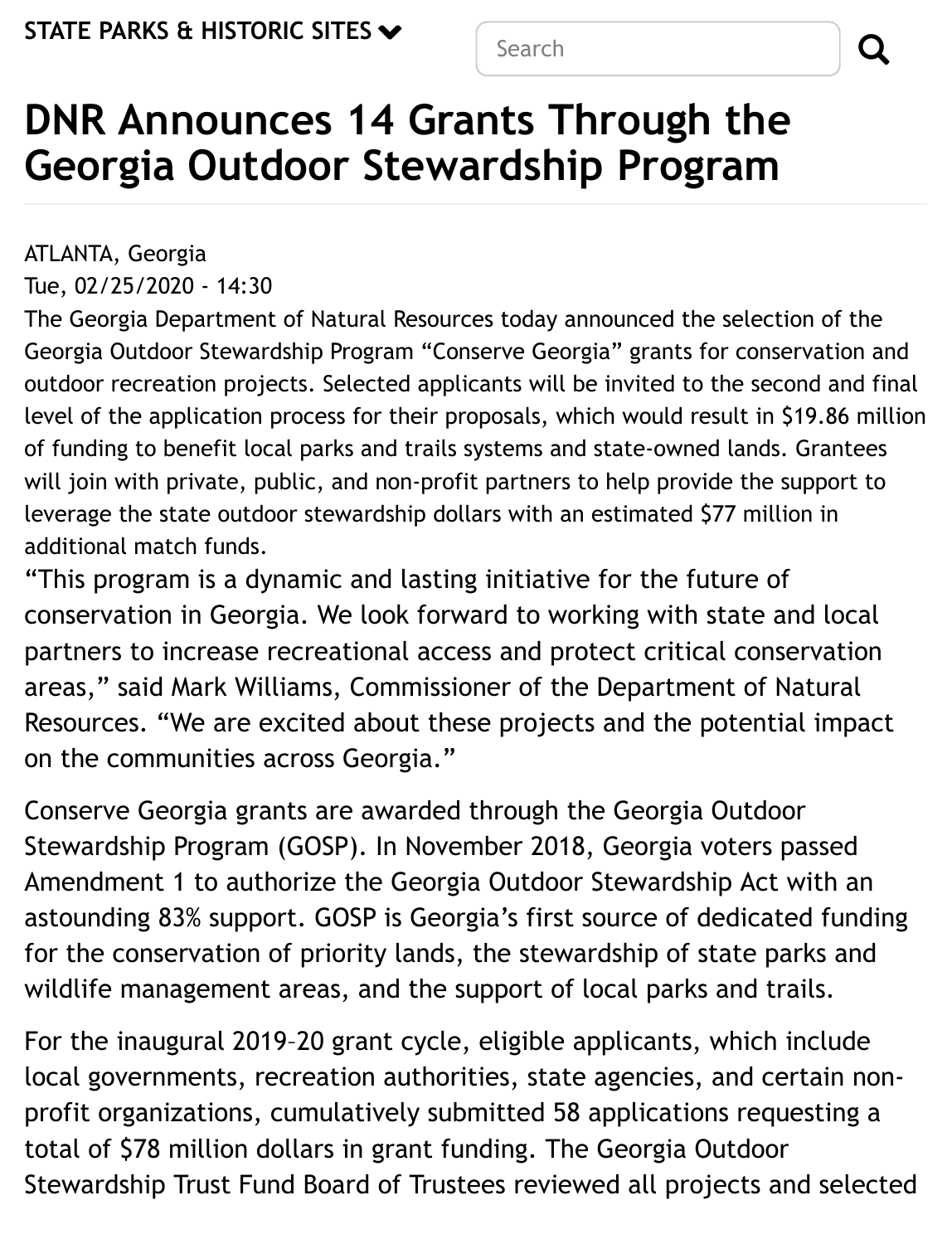STATE PARKS & HISTORIC SITES

# DNR Announces 14 Grants Through the Georgia Outdoor Stewardship Program

ATLANTA, Georgia
Tue, 02/25/2020 - 14:30

The Georgia Department of Natural Resources today announced the selection of the Georgia Outdoor Stewardship Program "Conserve Georgia" grants for conservation and outdoor recreation projects. Selected applicants will be invited to the second and final level of the application process for their proposals, which would result in $19.86 million of funding to benefit local parks and trails systems and state-owned lands. Grantees will join with private, public, and non-profit partners to help provide the support to leverage the state outdoor stewardship dollars with an estimated $77 million in additional match funds.

"This program is a dynamic and lasting initiative for the future of conservation in Georgia. We look forward to working with state and local partners to increase recreational access and protect critical conservation areas," said Mark Williams, Commissioner of the Department of Natural Resources. "We are excited about these projects and the potential impact on the communities across Georgia."

Conserve Georgia grants are awarded through the Georgia Outdoor Stewardship Program (GOSP). In November 2018, Georgia voters passed Amendment 1 to authorize the Georgia Outdoor Stewardship Act with an astounding 83% support. GOSP is Georgia's first source of dedicated funding for the conservation of priority lands, the stewardship of state parks and wildlife management areas, and the support of local parks and trails.

For the inaugural 2019–20 grant cycle, eligible applicants, which include local governments, recreation authorities, state agencies, and certain non-profit organizations, cumulatively submitted 58 applications requesting a total of $78 million dollars in grant funding. The Georgia Outdoor Stewardship Trust Fund Board of Trustees reviewed all projects and selected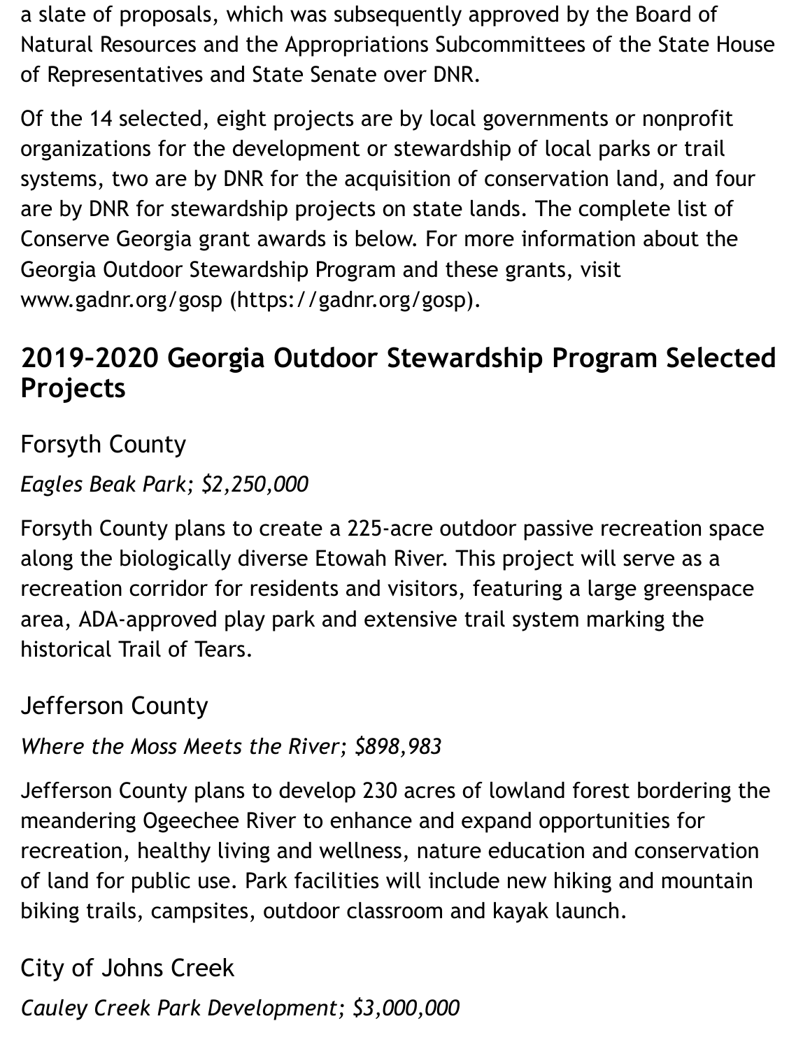a slate of proposals, which was subsequently approved by the Board of Natural Resources and the Appropriations Subcommittees of the State House of Representatives and State Senate over DNR.

Of the 14 selected, eight projects are by local governments or nonprofit organizations for the development or stewardship of local parks or trail systems, two are by DNR for the acquisition of conservation land, and four are by DNR for stewardship projects on state lands. The complete list of Conserve Georgia grant awards is below. For more information about the Georgia Outdoor Stewardship Program and these grants, visit www.gadnr.org/gosp (https://gadnr.org/gosp).

## 2019–2020 Georgia Outdoor Stewardship Program Selected Projects

### Forsyth County

*Eagles Beak Park; $2,250,000*

Forsyth County plans to create a 225-acre outdoor passive recreation space along the biologically diverse Etowah River. This project will serve as a recreation corridor for residents and visitors, featuring a large greenspace area, ADA-approved play park and extensive trail system marking the historical Trail of Tears.

### Jefferson County

*Where the Moss Meets the River; $898,983*

Jefferson County plans to develop 230 acres of lowland forest bordering the meandering Ogeechee River to enhance and expand opportunities for recreation, healthy living and wellness, nature education and conservation of land for public use. Park facilities will include new hiking and mountain biking trails, campsites, outdoor classroom and kayak launch.

### City of Johns Creek

*Cauley Creek Park Development; $3,000,000*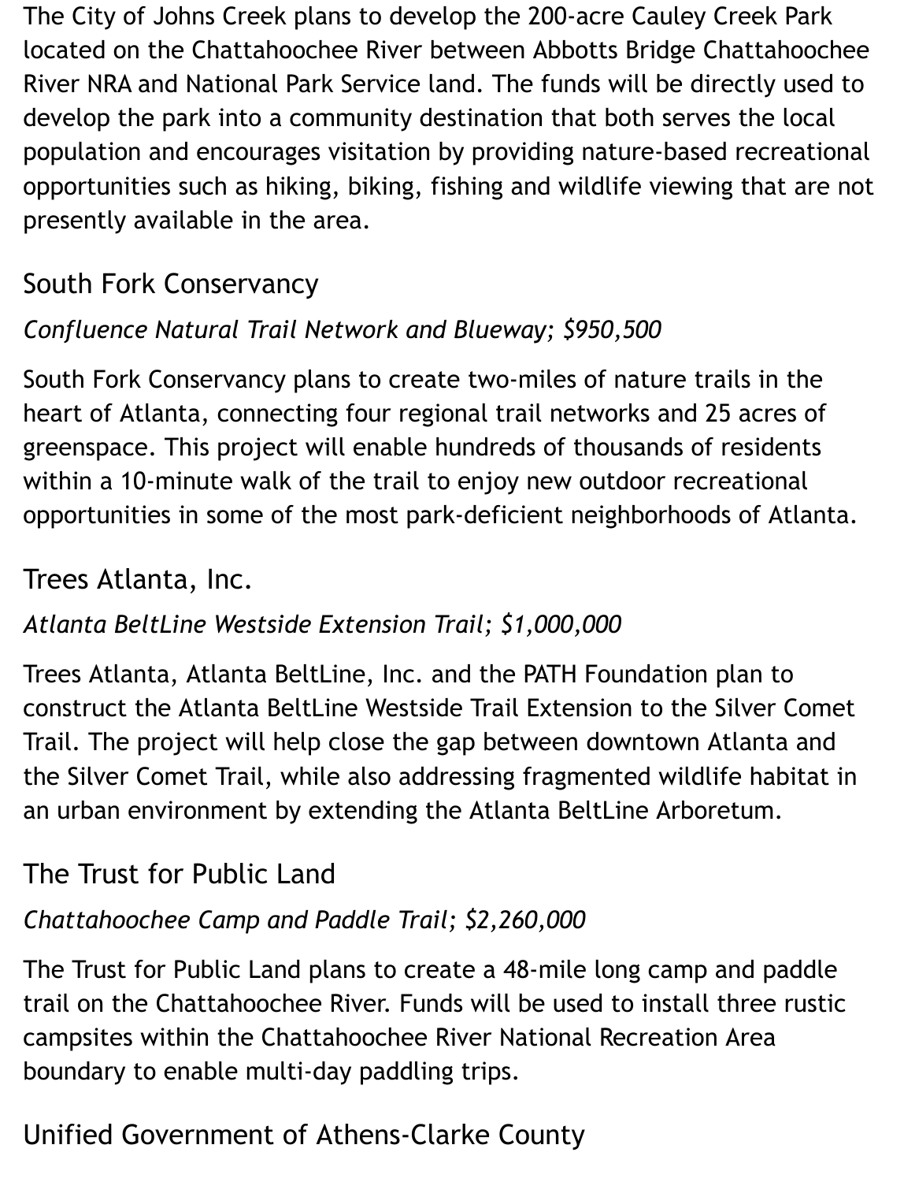The City of Johns Creek plans to develop the 200-acre Cauley Creek Park located on the Chattahoochee River between Abbotts Bridge Chattahoochee River NRA and National Park Service land. The funds will be directly used to develop the park into a community destination that both serves the local population and encourages visitation by providing nature-based recreational opportunities such as hiking, biking, fishing and wildlife viewing that are not presently available in the area.

## South Fork Conservancy

*Confluence Natural Trail Network and Blueway; $950,500*

South Fork Conservancy plans to create two-miles of nature trails in the heart of Atlanta, connecting four regional trail networks and 25 acres of greenspace. This project will enable hundreds of thousands of residents within a 10-minute walk of the trail to enjoy new outdoor recreational opportunities in some of the most park-deficient neighborhoods of Atlanta.

## Trees Atlanta, Inc.

*Atlanta BeltLine Westside Extension Trail; $1,000,000*

Trees Atlanta, Atlanta BeltLine, Inc. and the PATH Foundation plan to construct the Atlanta BeltLine Westside Trail Extension to the Silver Comet Trail. The project will help close the gap between downtown Atlanta and the Silver Comet Trail, while also addressing fragmented wildlife habitat in an urban environment by extending the Atlanta BeltLine Arboretum.

## The Trust for Public Land

*Chattahoochee Camp and Paddle Trail; $2,260,000*

The Trust for Public Land plans to create a 48-mile long camp and paddle trail on the Chattahoochee River. Funds will be used to install three rustic campsites within the Chattahoochee River National Recreation Area boundary to enable multi-day paddling trips.

## Unified Government of Athens-Clarke County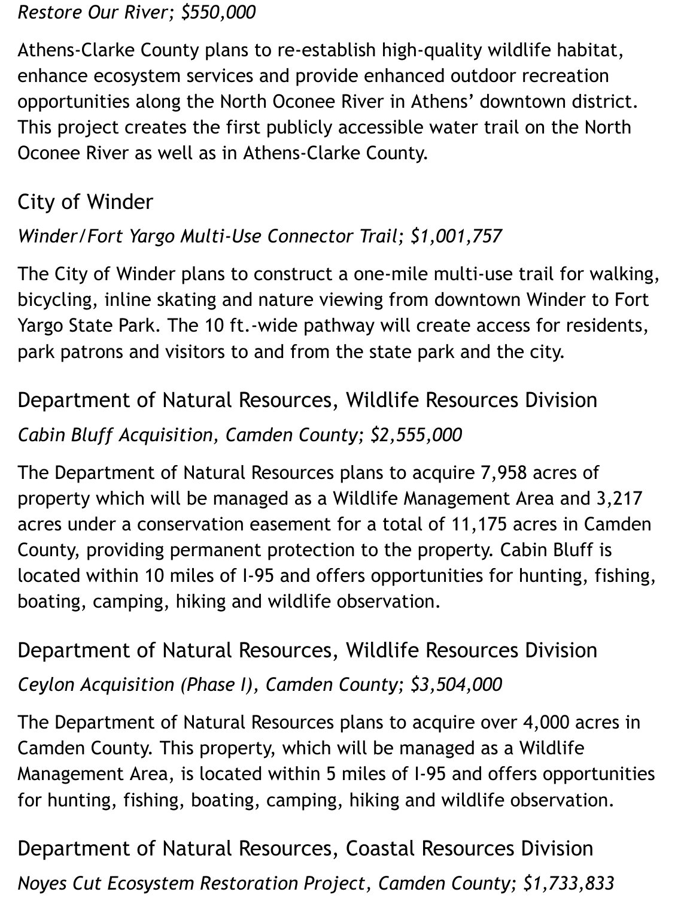*Restore Our River; $550,000*

Athens-Clarke County plans to re-establish high-quality wildlife habitat, enhance ecosystem services and provide enhanced outdoor recreation opportunities along the North Oconee River in Athens' downtown district. This project creates the first publicly accessible water trail on the North Oconee River as well as in Athens-Clarke County.

### City of Winder

*Winder/Fort Yargo Multi-Use Connector Trail; $1,001,757*

The City of Winder plans to construct a one-mile multi-use trail for walking, bicycling, inline skating and nature viewing from downtown Winder to Fort Yargo State Park. The 10 ft.-wide pathway will create access for residents, park patrons and visitors to and from the state park and the city.

### Department of Natural Resources, Wildlife Resources Division

*Cabin Bluff Acquisition, Camden County; $2,555,000*

The Department of Natural Resources plans to acquire 7,958 acres of property which will be managed as a Wildlife Management Area and 3,217 acres under a conservation easement for a total of 11,175 acres in Camden County, providing permanent protection to the property. Cabin Bluff is located within 10 miles of I-95 and offers opportunities for hunting, fishing, boating, camping, hiking and wildlife observation.

### Department of Natural Resources, Wildlife Resources Division

*Ceylon Acquisition (Phase I), Camden County; $3,504,000*

The Department of Natural Resources plans to acquire over 4,000 acres in Camden County. This property, which will be managed as a Wildlife Management Area, is located within 5 miles of I-95 and offers opportunities for hunting, fishing, boating, camping, hiking and wildlife observation.

### Department of Natural Resources, Coastal Resources Division

*Noyes Cut Ecosystem Restoration Project, Camden County; $1,733,833*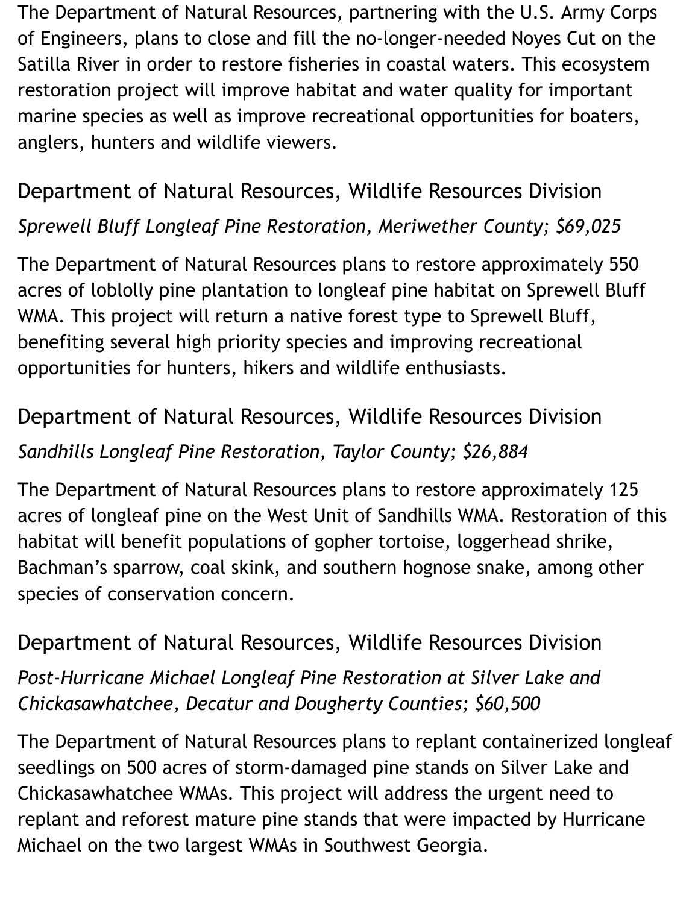The Department of Natural Resources, partnering with the U.S. Army Corps of Engineers, plans to close and fill the no-longer-needed Noyes Cut on the Satilla River in order to restore fisheries in coastal waters. This ecosystem restoration project will improve habitat and water quality for important marine species as well as improve recreational opportunities for boaters, anglers, hunters and wildlife viewers.

## Department of Natural Resources, Wildlife Resources Division

*Sprewell Bluff Longleaf Pine Restoration, Meriwether County; $69,025*

The Department of Natural Resources plans to restore approximately 550 acres of loblolly pine plantation to longleaf pine habitat on Sprewell Bluff WMA. This project will return a native forest type to Sprewell Bluff, benefiting several high priority species and improving recreational opportunities for hunters, hikers and wildlife enthusiasts.

## Department of Natural Resources, Wildlife Resources Division

*Sandhills Longleaf Pine Restoration, Taylor County; $26,884*

The Department of Natural Resources plans to restore approximately 125 acres of longleaf pine on the West Unit of Sandhills WMA. Restoration of this habitat will benefit populations of gopher tortoise, loggerhead shrike, Bachman's sparrow, coal skink, and southern hognose snake, among other species of conservation concern.

## Department of Natural Resources, Wildlife Resources Division

*Post-Hurricane Michael Longleaf Pine Restoration at Silver Lake and Chickasawhatchee, Decatur and Dougherty Counties; $60,500*

The Department of Natural Resources plans to replant containerized longleaf seedlings on 500 acres of storm-damaged pine stands on Silver Lake and Chickasawhatchee WMAs. This project will address the urgent need to replant and reforest mature pine stands that were impacted by Hurricane Michael on the two largest WMAs in Southwest Georgia.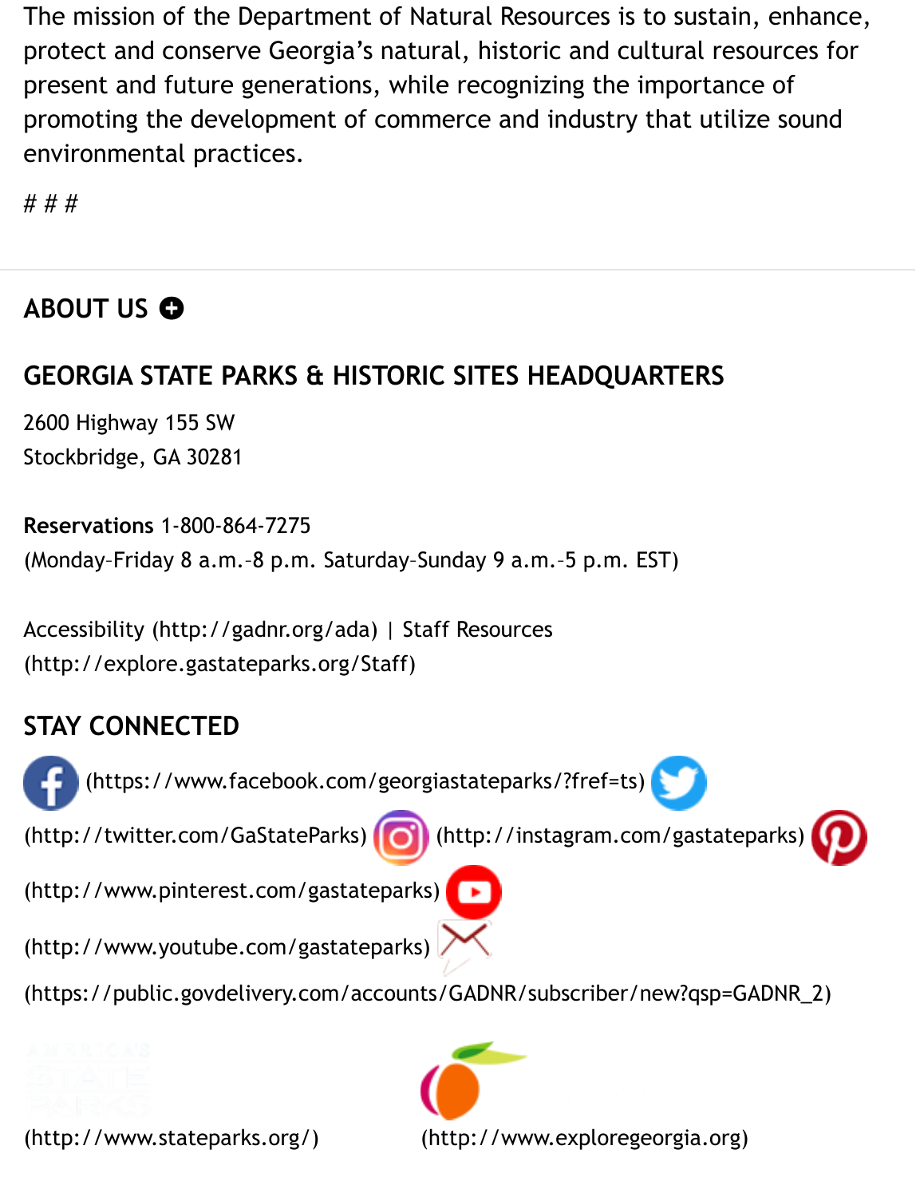The mission of the Department of Natural Resources is to sustain, enhance, protect and conserve Georgia's natural, historic and cultural resources for present and future generations, while recognizing the importance of promoting the development of commerce and industry that utilize sound environmental practices.

# # #

## ABOUT US

## GEORGIA STATE PARKS & HISTORIC SITES HEADQUARTERS

2600 Highway 155 SW
Stockbridge, GA 30281

**Reservations** 1-800-864-7275
(Monday–Friday 8 a.m.–8 p.m. Saturday–Sunday 9 a.m.–5 p.m. EST)

Accessibility (http://gadnr.org/ada) | Staff Resources (http://explore.gastateparks.org/Staff)

## STAY CONNECTED

(https://www.facebook.com/georgiastateparks/?fref=ts) (http://twitter.com/GaStateParks) (http://instagram.com/gastateparks) (http://www.pinterest.com/gastateparks) (http://www.youtube.com/gastateparks) (https://public.govdelivery.com/accounts/GADNR/subscriber/new?qsp=GADNR_2)

(http://www.stateparks.org/) (http://www.exploregeorgia.org)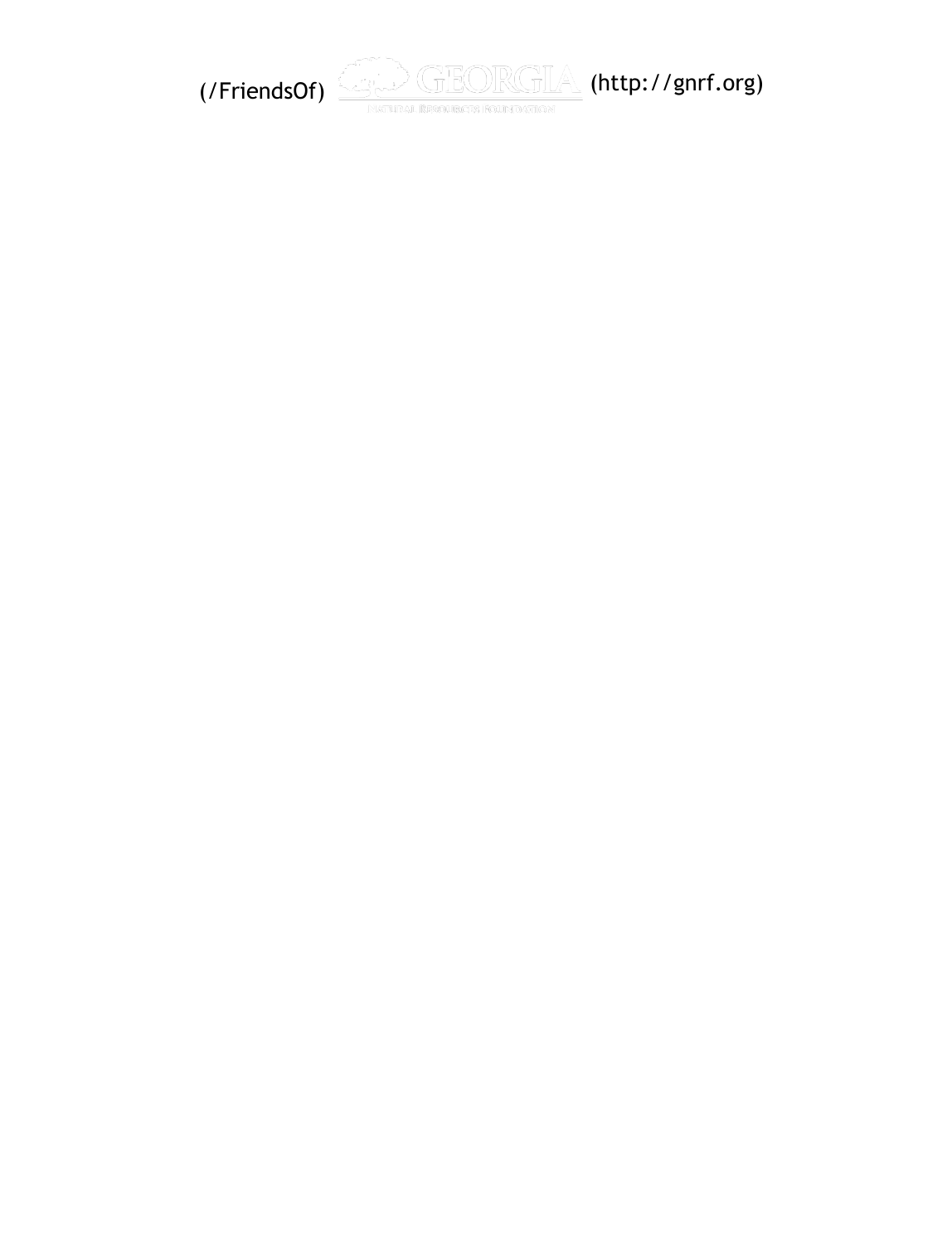(/FriendsOf) (http://gnrf.org)